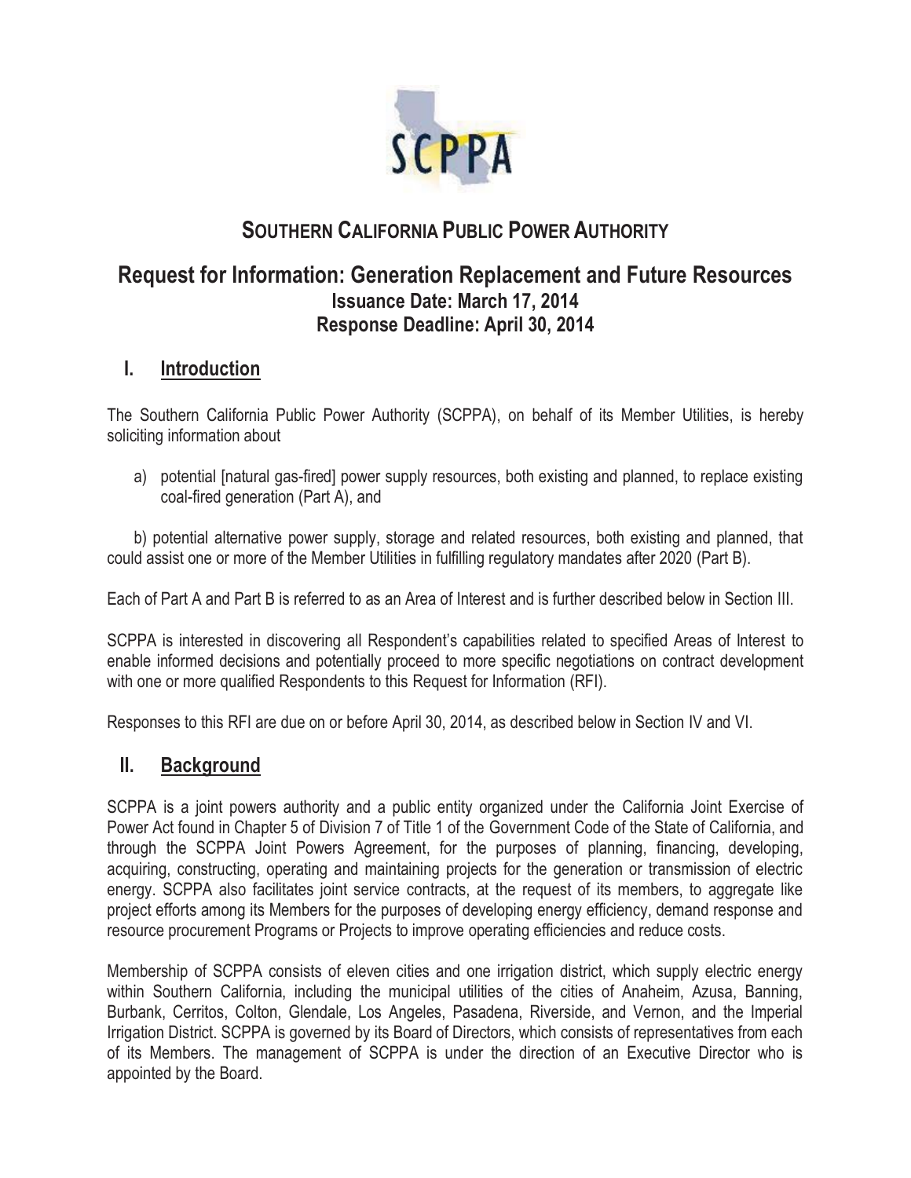# SOUTHERN CALIFORNIA PUBLIC POWER AUTHORITY

## Request for Information: Generation Replacement and Future Resources

**Issuance Date: March 17, 2014**

**Response Deadline: April 30, 2014**

## I. Introduction

The Southern California Public Power Authority (SCPPA), on behalf of its Member Utilities, is hereby soliciting information about

a) potential [natural gas-fired] power supply resources, both existing and planned, to replace existing coal-fired generation (Part A), and

b) potential alternative power supply, storage and related resources, both existing and planned, that could assist one or more of the Member Utilities in fulfilling regulatory mandates after 2020 (Part B).

Each of Part A and Part B is referred to as an Area of Interest and is further described below in Section III.

SCPPA is interested in discovering all Respondent's capabilities related to specified Areas of Interest to enable informed decisions and potentially proceed to more specific negotiations on contract development with one or more qualified Respondents to this Request for Information (RFI).

Responses to this RFI are due on or before April 30, 2014, as described below in Section IV and VI.

## II. Background

SCPPA is a joint powers authority and a public entity organized under the California Joint Exercise of Power Act found in Chapter 5 of Division 7 of Title 1 of the Government Code of the State of California, and through the SCPPA Joint Powers Agreement, for the purposes of planning, financing, developing, acquiring, constructing, operating and maintaining projects for the generation or transmission of electric energy. SCPPA also facilitates joint service contracts, at the request of its members, to aggregate like project efforts among its Members for the purposes of developing energy efficiency, demand response and resource procurement Programs or Projects to improve operating efficiencies and reduce costs.

Membership of SCPPA consists of eleven cities and one irrigation district, which supply electric energy within Southern California, including the municipal utilities of the cities of Anaheim, Azusa, Banning, Burbank, Cerritos, Colton, Glendale, Los Angeles, Pasadena, Riverside, and Vernon, and the Imperial Irrigation District. SCPPA is governed by its Board of Directors, which consists of representatives from each of its Members. The management of SCPPA is under the direction of an Executive Director who is appointed by the Board.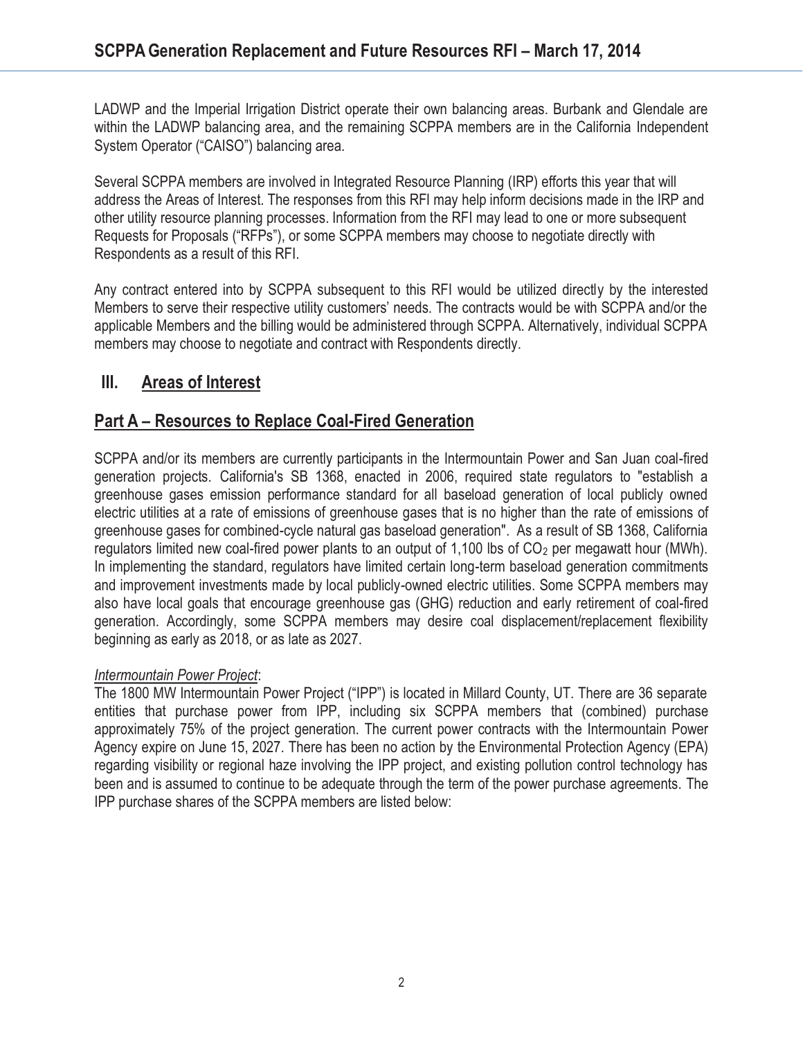LADWP and the Imperial Irrigation District operate their own balancing areas. Burbank and Glendale are within the LADWP balancing area, and the remaining SCPPA members are in the California Independent System Operator ("CAISO") balancing area.

Several SCPPA members are involved in Integrated Resource Planning (IRP) efforts this year that will address the Areas of Interest. The responses from this RFI may help inform decisions made in the IRP and other utility resource planning processes. Information from the RFI may lead to one or more subsequent Requests for Proposals ("RFPs"), or some SCPPA members may choose to negotiate directly with Respondents as a result of this RFI.

Any contract entered into by SCPPA subsequent to this RFI would be utilized directly by the interested Members to serve their respective utility customers' needs. The contracts would be with SCPPA and/or the applicable Members and the billing would be administered through SCPPA. Alternatively, individual SCPPA members may choose to negotiate and contract with Respondents directly.

## III. Areas of Interest

## Part A – Resources to Replace Coal-Fired Generation

SCPPA and/or its members are currently participants in the Intermountain Power and San Juan coal-fired generation projects. California's SB 1368, enacted in 2006, required state regulators to "establish a greenhouse gases emission performance standard for all baseload generation of local publicly owned electric utilities at a rate of emissions of greenhouse gases that is no higher than the rate of emissions of greenhouse gases for combined-cycle natural gas baseload generation". As a result of SB 1368, California regulators limited new coal-fired power plants to an output of 1,100 lbs of $CO_2$ per megawatt hour (MWh). In implementing the standard, regulators have limited certain long-term baseload generation commitments and improvement investments made by local publicly-owned electric utilities. Some SCPPA members may also have local goals that encourage greenhouse gas (GHG) reduction and early retirement of coal-fired generation. Accordingly, some SCPPA members may desire coal displacement/replacement flexibility beginning as early as 2018, or as late as 2027.

*Intermountain Power Project*:
The 1800 MW Intermountain Power Project ("IPP") is located in Millard County, UT. There are 36 separate entities that purchase power from IPP, including six SCPPA members that (combined) purchase approximately 75% of the project generation. The current power contracts with the Intermountain Power Agency expire on June 15, 2027. There has been no action by the Environmental Protection Agency (EPA) regarding visibility or regional haze involving the IPP project, and existing pollution control technology has been and is assumed to continue to be adequate through the term of the power purchase agreements. The IPP purchase shares of the SCPPA members are listed below: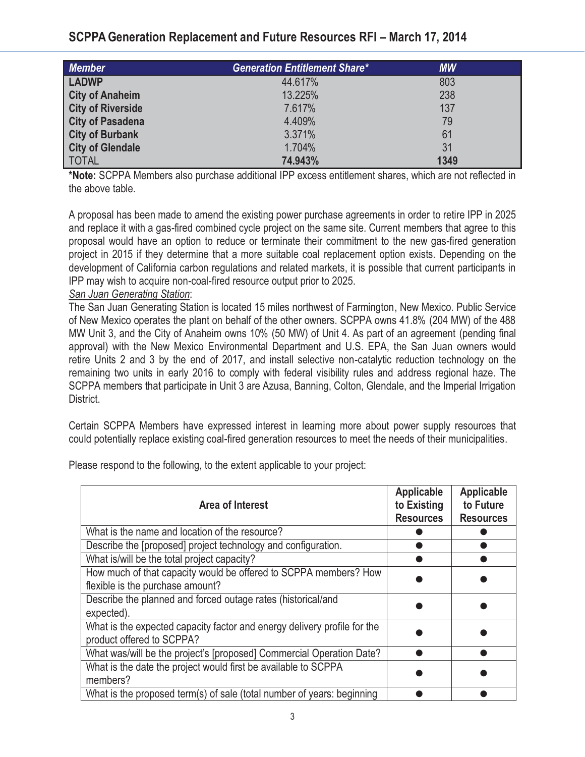| Member | Generation Entitlement Share* | MW |
|---|---|---|
| **LADWP** | 44.617% | 803 |
| **City of Anaheim** | 13.225% | 238 |
| **City of Riverside** | 7.617% | 137 |
| **City of Pasadena** | 4.409% | 79 |
| **City of Burbank** | 3.371% | 61 |
| **City of Glendale** | 1.704% | 31 |
| TOTAL | **74.943%** | **1349** |

***Note:** SCPPA Members also purchase additional IPP excess entitlement shares, which are not reflected in the above table.

A proposal has been made to amend the existing power purchase agreements in order to retire IPP in 2025 and replace it with a gas-fired combined cycle project on the same site. Current members that agree to this proposal would have an option to reduce or terminate their commitment to the new gas-fired generation project in 2015 if they determine that a more suitable coal replacement option exists. Depending on the development of California carbon regulations and related markets, it is possible that current participants in IPP may wish to acquire non-coal-fired resource output prior to 2025.

*San Juan Generating Station*:

The San Juan Generating Station is located 15 miles northwest of Farmington, New Mexico. Public Service of New Mexico operates the plant on behalf of the other owners. SCPPA owns 41.8% (204 MW) of the 488 MW Unit 3, and the City of Anaheim owns 10% (50 MW) of Unit 4. As part of an agreement (pending final approval) with the New Mexico Environmental Department and U.S. EPA, the San Juan owners would retire Units 2 and 3 by the end of 2017, and install selective non-catalytic reduction technology on the remaining two units in early 2016 to comply with federal visibility rules and address regional haze. The SCPPA members that participate in Unit 3 are Azusa, Banning, Colton, Glendale, and the Imperial Irrigation District.

Certain SCPPA Members have expressed interest in learning more about power supply resources that could potentially replace existing coal-fired generation resources to meet the needs of their municipalities.

Please respond to the following, to the extent applicable to your project:

| Area of Interest | Applicable to Existing Resources | Applicable to Future Resources |
|---|---|---|
| What is the name and location of the resource? | ● | ● |
| Describe the [proposed] project technology and configuration. | ● | ● |
| What is/will be the total project capacity? | ● | ● |
| How much of that capacity would be offered to SCPPA members? How flexible is the purchase amount? | ● | ● |
| Describe the planned and forced outage rates (historical/and expected). | ● | ● |
| What is the expected capacity factor and energy delivery profile for the product offered to SCPPA? | ● | ● |
| What was/will be the project's [proposed] Commercial Operation Date? | ● | ● |
| What is the date the project would first be available to SCPPA members? | ● | ● |
| What is the proposed term(s) of sale (total number of years: beginning | ● | ● |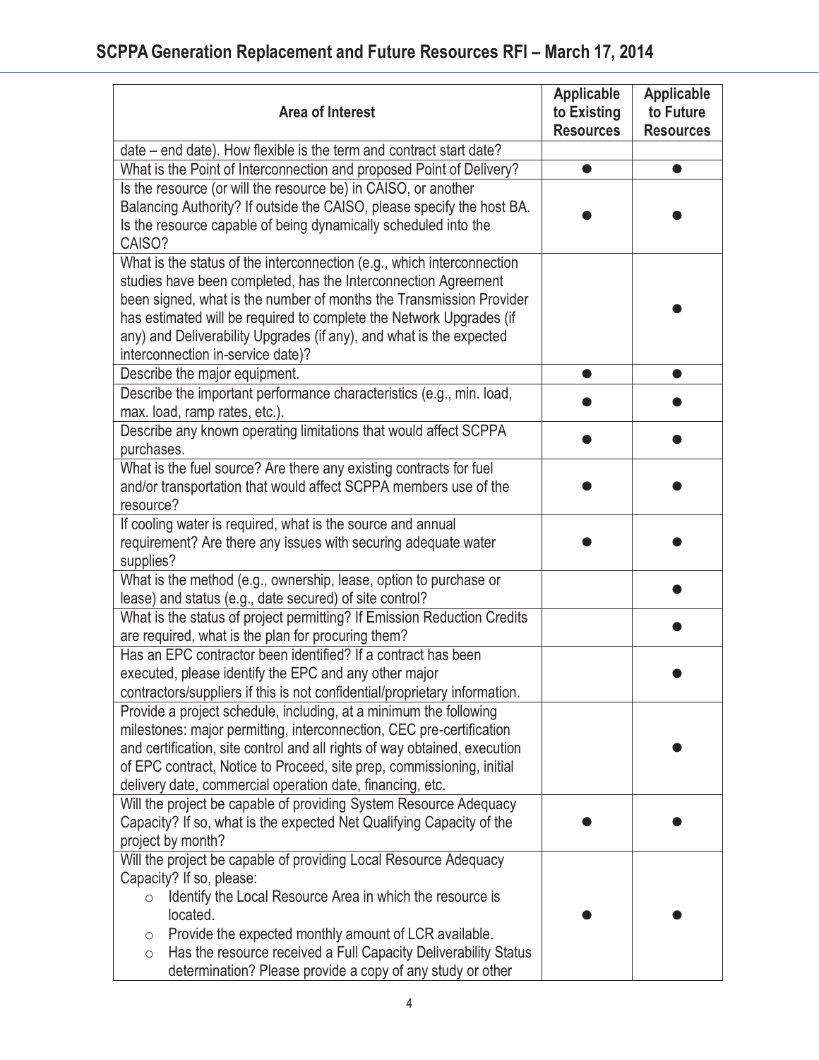| Area of Interest | Applicable to Existing Resources | Applicable to Future Resources |
|---|---|---|
| date – end date). How flexible is the term and contract start date? | | |
| What is the Point of Interconnection and proposed Point of Delivery? | ● | ● |
| Is the resource (or will the resource be) in CAISO, or another Balancing Authority? If outside the CAISO, please specify the host BA. Is the resource capable of being dynamically scheduled into the CAISO? | ● | ● |
| What is the status of the interconnection (e.g., which interconnection studies have been completed, has the Interconnection Agreement been signed, what is the number of months the Transmission Provider has estimated will be required to complete the Network Upgrades (if any) and Deliverability Upgrades (if any), and what is the expected interconnection in-service date)? | | ● |
| Describe the major equipment. | ● | ● |
| Describe the important performance characteristics (e.g., min. load, max. load, ramp rates, etc.). | ● | ● |
| Describe any known operating limitations that would affect SCPPA purchases. | ● | ● |
| What is the fuel source? Are there any existing contracts for fuel and/or transportation that would affect SCPPA members use of the resource? | ● | ● |
| If cooling water is required, what is the source and annual requirement? Are there any issues with securing adequate water supplies? | ● | ● |
| What is the method (e.g., ownership, lease, option to purchase or lease) and status (e.g., date secured) of site control? | | ● |
| What is the status of project permitting? If Emission Reduction Credits are required, what is the plan for procuring them? | | ● |
| Has an EPC contractor been identified? If a contract has been executed, please identify the EPC and any other major contractors/suppliers if this is not confidential/proprietary information. | | ● |
| Provide a project schedule, including, at a minimum the following milestones: major permitting, interconnection, CEC pre-certification and certification, site control and all rights of way obtained, execution of EPC contract, Notice to Proceed, site prep, commissioning, initial delivery date, commercial operation date, financing, etc. | | ● |
| Will the project be capable of providing System Resource Adequacy Capacity? If so, what is the expected Net Qualifying Capacity of the project by month? | ● | ● |
| Will the project be capable of providing Local Resource Adequacy Capacity? If so, please:<br>○ Identify the Local Resource Area in which the resource is located.<br>○ Provide the expected monthly amount of LCR available.<br>○ Has the resource received a Full Capacity Deliverability Status determination? Please provide a copy of any study or other | ● | ● |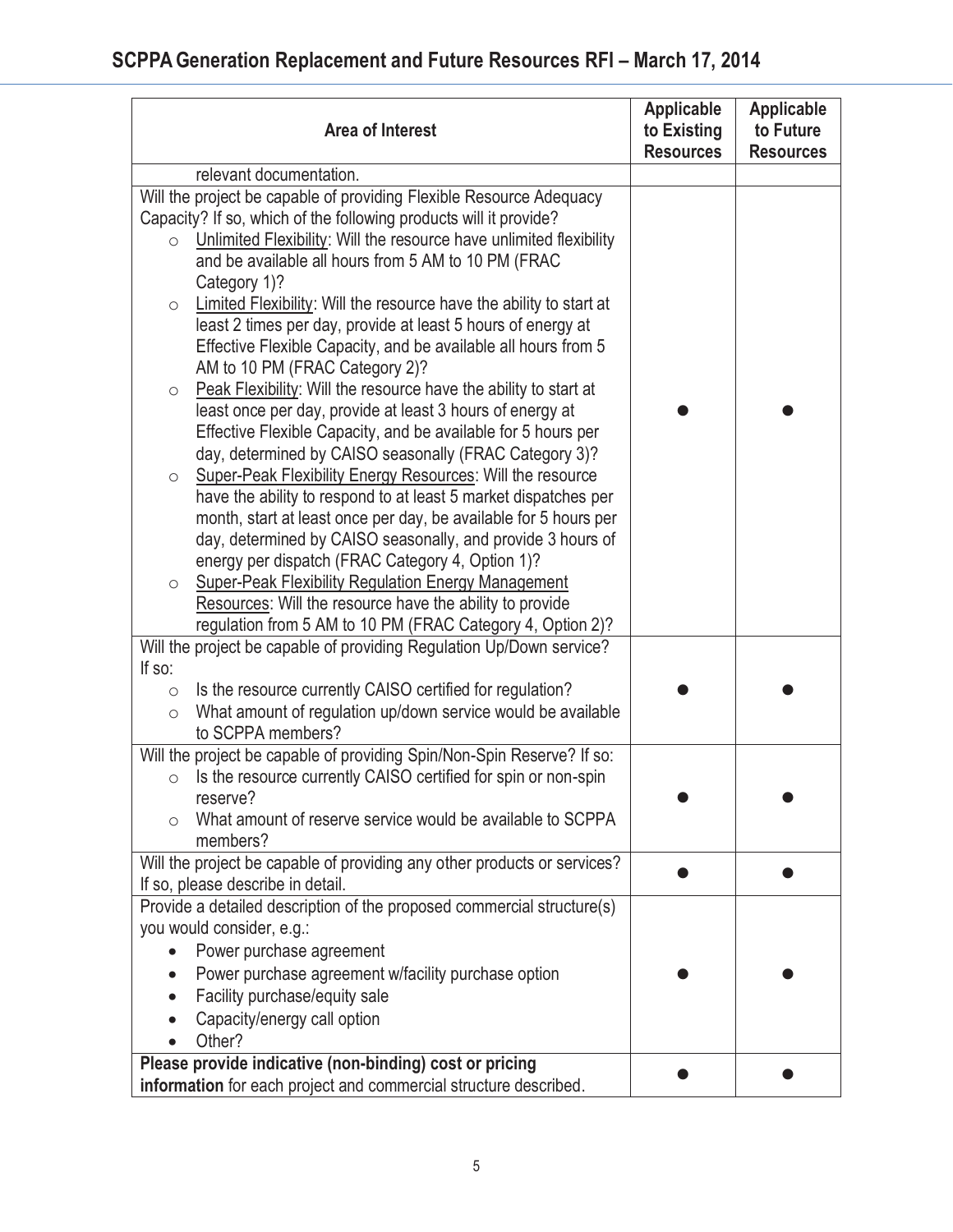| Area of Interest | Applicable to Existing Resources | Applicable to Future Resources |
|---|---|---|
| relevant documentation. | | |
| Will the project be capable of providing Flexible Resource Adequacy Capacity? If so, which of the following products will it provide?<br>○ Unlimited Flexibility: Will the resource have unlimited flexibility and be available all hours from 5 AM to 10 PM (FRAC Category 1)?<br>○ Limited Flexibility: Will the resource have the ability to start at least 2 times per day, provide at least 5 hours of energy at Effective Flexible Capacity, and be available all hours from 5 AM to 10 PM (FRAC Category 2)?<br>○ Peak Flexibility: Will the resource have the ability to start at least once per day, provide at least 3 hours of energy at Effective Flexible Capacity, and be available for 5 hours per day, determined by CAISO seasonally (FRAC Category 3)?<br>○ Super-Peak Flexibility Energy Resources: Will the resource have the ability to respond to at least 5 market dispatches per month, start at least once per day, be available for 5 hours per day, determined by CAISO seasonally, and provide 3 hours of energy per dispatch (FRAC Category 4, Option 1)?<br>○ Super-Peak Flexibility Regulation Energy Management Resources: Will the resource have the ability to provide regulation from 5 AM to 10 PM (FRAC Category 4, Option 2)? | ● | ● |
| Will the project be capable of providing Regulation Up/Down service? If so:<br>○ Is the resource currently CAISO certified for regulation?<br>○ What amount of regulation up/down service would be available to SCPPA members? | ● | ● |
| Will the project be capable of providing Spin/Non-Spin Reserve? If so:<br>○ Is the resource currently CAISO certified for spin or non-spin reserve?<br>○ What amount of reserve service would be available to SCPPA members? | ● | ● |
| Will the project be capable of providing any other products or services? If so, please describe in detail. | ● | ● |
| Provide a detailed description of the proposed commercial structure(s) you would consider, e.g.:<br>• Power purchase agreement<br>• Power purchase agreement w/facility purchase option<br>• Facility purchase/equity sale<br>• Capacity/energy call option<br>• Other? | ● | ● |
| **Please provide indicative (non-binding) cost or pricing information** for each project and commercial structure described. | ● | ● |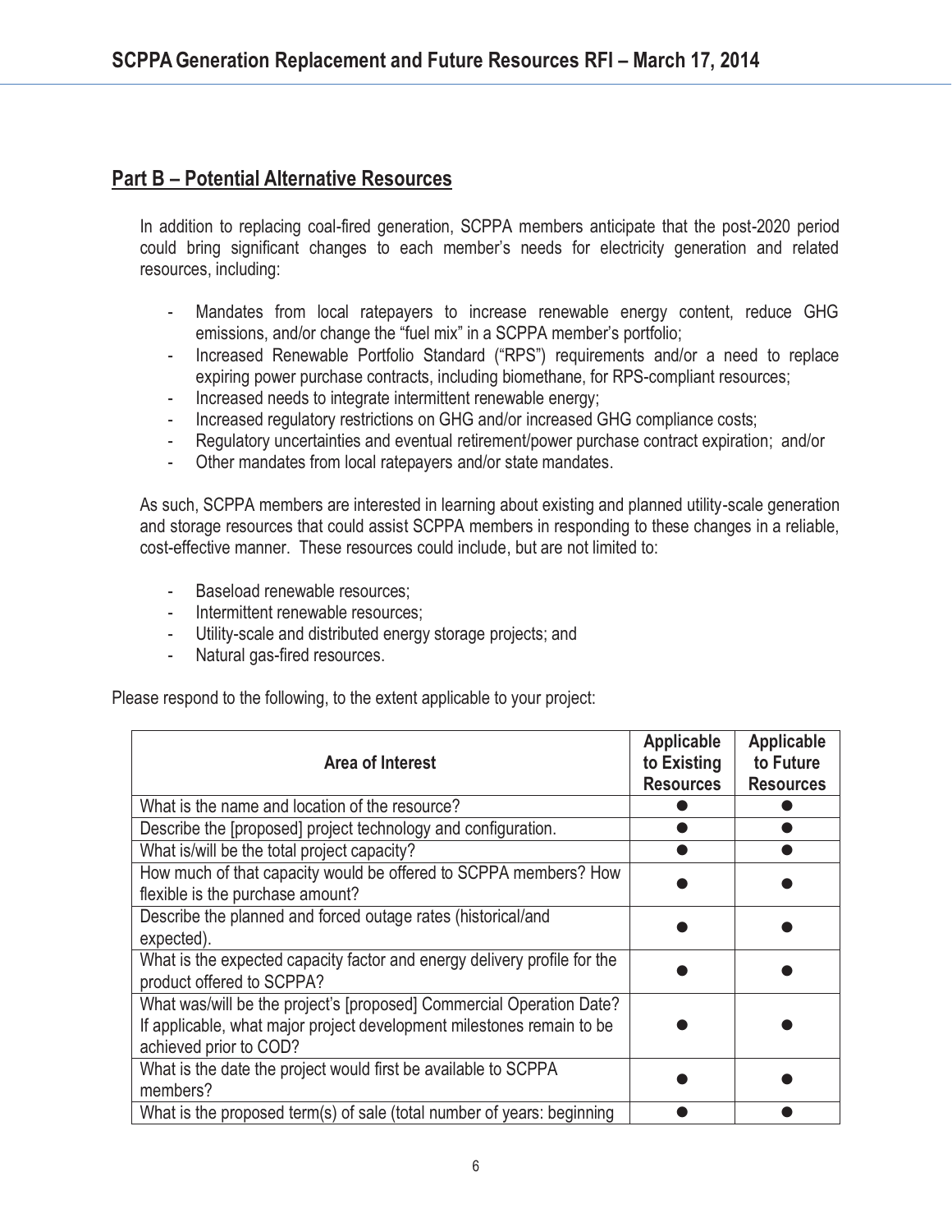## Part B – Potential Alternative Resources

In addition to replacing coal-fired generation, SCPPA members anticipate that the post-2020 period could bring significant changes to each member's needs for electricity generation and related resources, including:

- Mandates from local ratepayers to increase renewable energy content, reduce GHG emissions, and/or change the "fuel mix" in a SCPPA member's portfolio;
- Increased Renewable Portfolio Standard ("RPS") requirements and/or a need to replace expiring power purchase contracts, including biomethane, for RPS-compliant resources;
- Increased needs to integrate intermittent renewable energy;
- Increased regulatory restrictions on GHG and/or increased GHG compliance costs;
- Regulatory uncertainties and eventual retirement/power purchase contract expiration; and/or
- Other mandates from local ratepayers and/or state mandates.

As such, SCPPA members are interested in learning about existing and planned utility-scale generation and storage resources that could assist SCPPA members in responding to these changes in a reliable, cost-effective manner. These resources could include, but are not limited to:

- Baseload renewable resources;
- Intermittent renewable resources;
- Utility-scale and distributed energy storage projects; and
- Natural gas-fired resources.

Please respond to the following, to the extent applicable to your project:

| Area of Interest | Applicable to Existing Resources | Applicable to Future Resources |
|---|---|---|
| What is the name and location of the resource? | ● | ● |
| Describe the [proposed] project technology and configuration. | ● | ● |
| What is/will be the total project capacity? | ● | ● |
| How much of that capacity would be offered to SCPPA members? How flexible is the purchase amount? | ● | ● |
| Describe the planned and forced outage rates (historical/and expected). | ● | ● |
| What is the expected capacity factor and energy delivery profile for the product offered to SCPPA? | ● | ● |
| What was/will be the project's [proposed] Commercial Operation Date? If applicable, what major project development milestones remain to be achieved prior to COD? | ● | ● |
| What is the date the project would first be available to SCPPA members? | ● | ● |
| What is the proposed term(s) of sale (total number of years: beginning | ● | ● |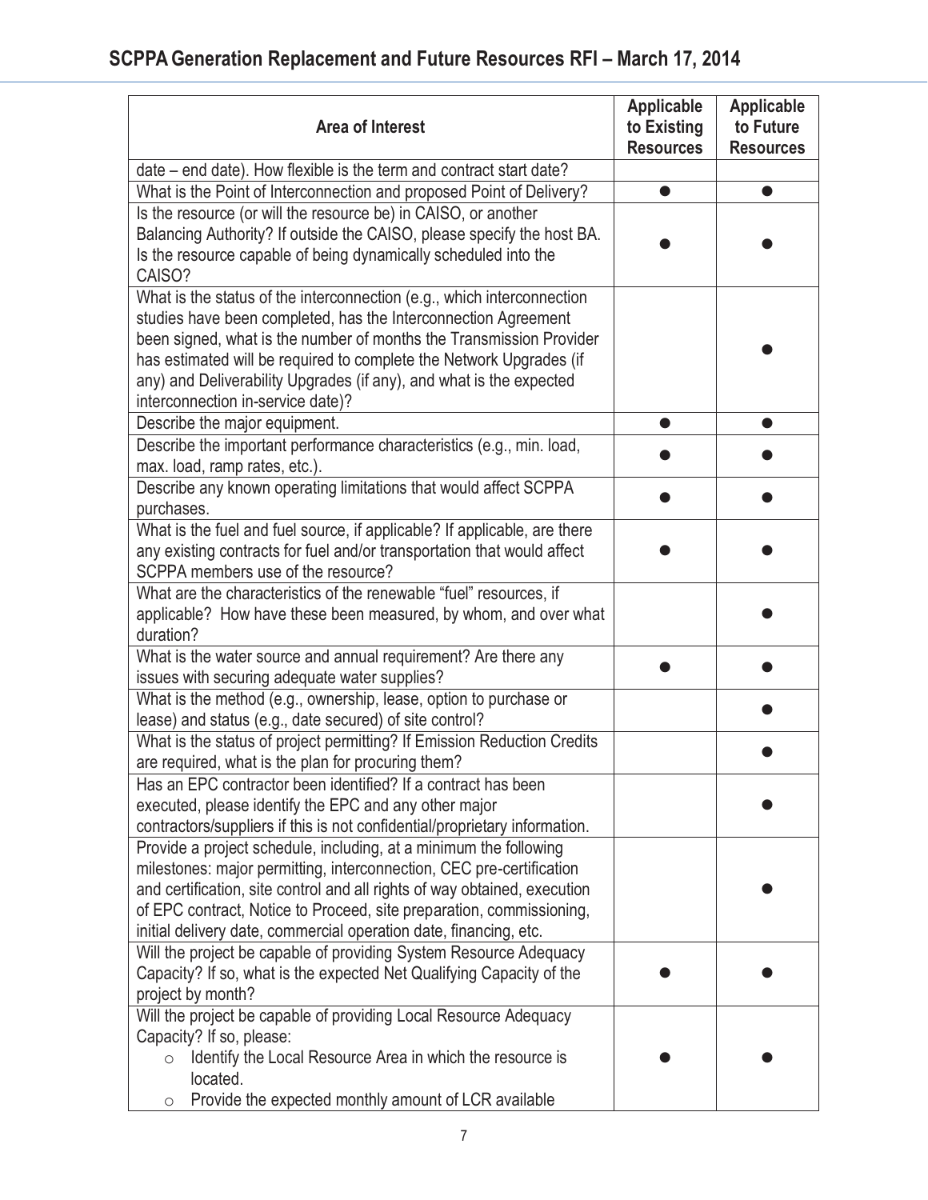| Area of Interest | Applicable to Existing Resources | Applicable to Future Resources |
|---|---|---|
| date – end date). How flexible is the term and contract start date? | | |
| What is the Point of Interconnection and proposed Point of Delivery? | ● | ● |
| Is the resource (or will the resource be) in CAISO, or another Balancing Authority? If outside the CAISO, please specify the host BA. Is the resource capable of being dynamically scheduled into the CAISO? | ● | ● |
| What is the status of the interconnection (e.g., which interconnection studies have been completed, has the Interconnection Agreement been signed, what is the number of months the Transmission Provider has estimated will be required to complete the Network Upgrades (if any) and Deliverability Upgrades (if any), and what is the expected interconnection in-service date)? | | ● |
| Describe the major equipment. | ● | ● |
| Describe the important performance characteristics (e.g., min. load, max. load, ramp rates, etc.). | ● | ● |
| Describe any known operating limitations that would affect SCPPA purchases. | ● | ● |
| What is the fuel and fuel source, if applicable? If applicable, are there any existing contracts for fuel and/or transportation that would affect SCPPA members use of the resource? | ● | ● |
| What are the characteristics of the renewable "fuel" resources, if applicable? How have these been measured, by whom, and over what duration? | | ● |
| What is the water source and annual requirement? Are there any issues with securing adequate water supplies? | ● | ● |
| What is the method (e.g., ownership, lease, option to purchase or lease) and status (e.g., date secured) of site control? | | ● |
| What is the status of project permitting? If Emission Reduction Credits are required, what is the plan for procuring them? | | ● |
| Has an EPC contractor been identified? If a contract has been executed, please identify the EPC and any other major contractors/suppliers if this is not confidential/proprietary information. | | ● |
| Provide a project schedule, including, at a minimum the following milestones: major permitting, interconnection, CEC pre-certification and certification, site control and all rights of way obtained, execution of EPC contract, Notice to Proceed, site preparation, commissioning, initial delivery date, commercial operation date, financing, etc. | | ● |
| Will the project be capable of providing System Resource Adequacy Capacity? If so, what is the expected Net Qualifying Capacity of the project by month? | ● | ● |
| Will the project be capable of providing Local Resource Adequacy Capacity? If so, please:<br>○ Identify the Local Resource Area in which the resource is located.<br>○ Provide the expected monthly amount of LCR available | ● | ● |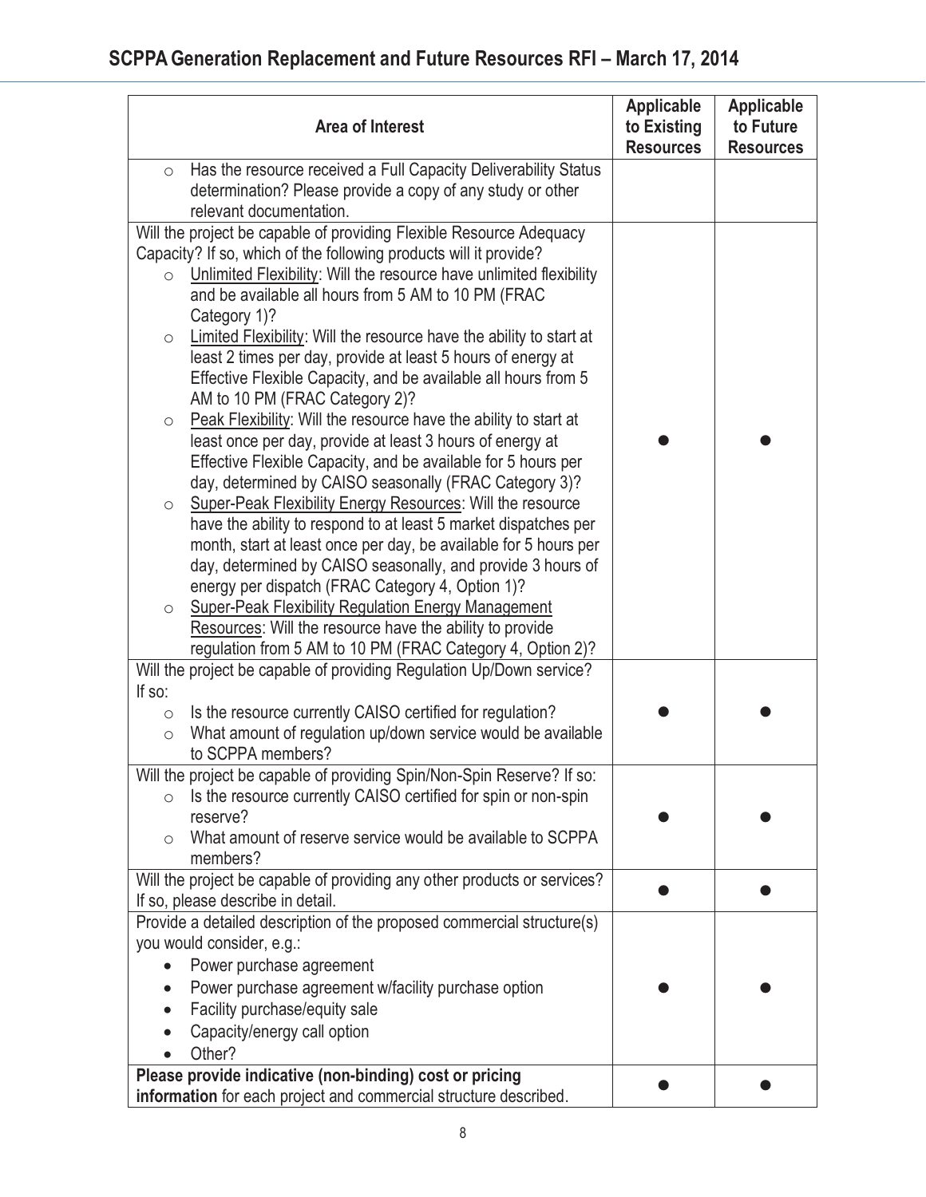| Area of Interest | Applicable to Existing Resources | Applicable to Future Resources |
|---|---|---|
| ○ Has the resource received a Full Capacity Deliverability Status determination? Please provide a copy of any study or other relevant documentation. | | |
| Will the project be capable of providing Flexible Resource Adequacy Capacity? If so, which of the following products will it provide?<br>○ <u>Unlimited Flexibility</u>: Will the resource have unlimited flexibility and be available all hours from 5 AM to 10 PM (FRAC Category 1)?<br>○ <u>Limited Flexibility</u>: Will the resource have the ability to start at least 2 times per day, provide at least 5 hours of energy at Effective Flexible Capacity, and be available all hours from 5 AM to 10 PM (FRAC Category 2)?<br>○ <u>Peak Flexibility</u>: Will the resource have the ability to start at least once per day, provide at least 3 hours of energy at Effective Flexible Capacity, and be available for 5 hours per day, determined by CAISO seasonally (FRAC Category 3)?<br>○ <u>Super-Peak Flexibility Energy Resources</u>: Will the resource have the ability to respond to at least 5 market dispatches per month, start at least once per day, be available for 5 hours per day, determined by CAISO seasonally, and provide 3 hours of energy per dispatch (FRAC Category 4, Option 1)?<br>○ <u>Super-Peak Flexibility Regulation Energy Management Resources</u>: Will the resource have the ability to provide regulation from 5 AM to 10 PM (FRAC Category 4, Option 2)? | ● | ● |
| Will the project be capable of providing Regulation Up/Down service? If so:<br>○ Is the resource currently CAISO certified for regulation?<br>○ What amount of regulation up/down service would be available to SCPPA members? | ● | ● |
| Will the project be capable of providing Spin/Non-Spin Reserve? If so:<br>○ Is the resource currently CAISO certified for spin or non-spin reserve?<br>○ What amount of reserve service would be available to SCPPA members? | ● | ● |
| Will the project be capable of providing any other products or services? If so, please describe in detail. | ● | ● |
| Provide a detailed description of the proposed commercial structure(s) you would consider, e.g.:<br>• Power purchase agreement<br>• Power purchase agreement w/facility purchase option<br>• Facility purchase/equity sale<br>• Capacity/energy call option<br>• Other? | ● | ● |
| **Please provide indicative (non-binding) cost or pricing information** for each project and commercial structure described. | ● | ● |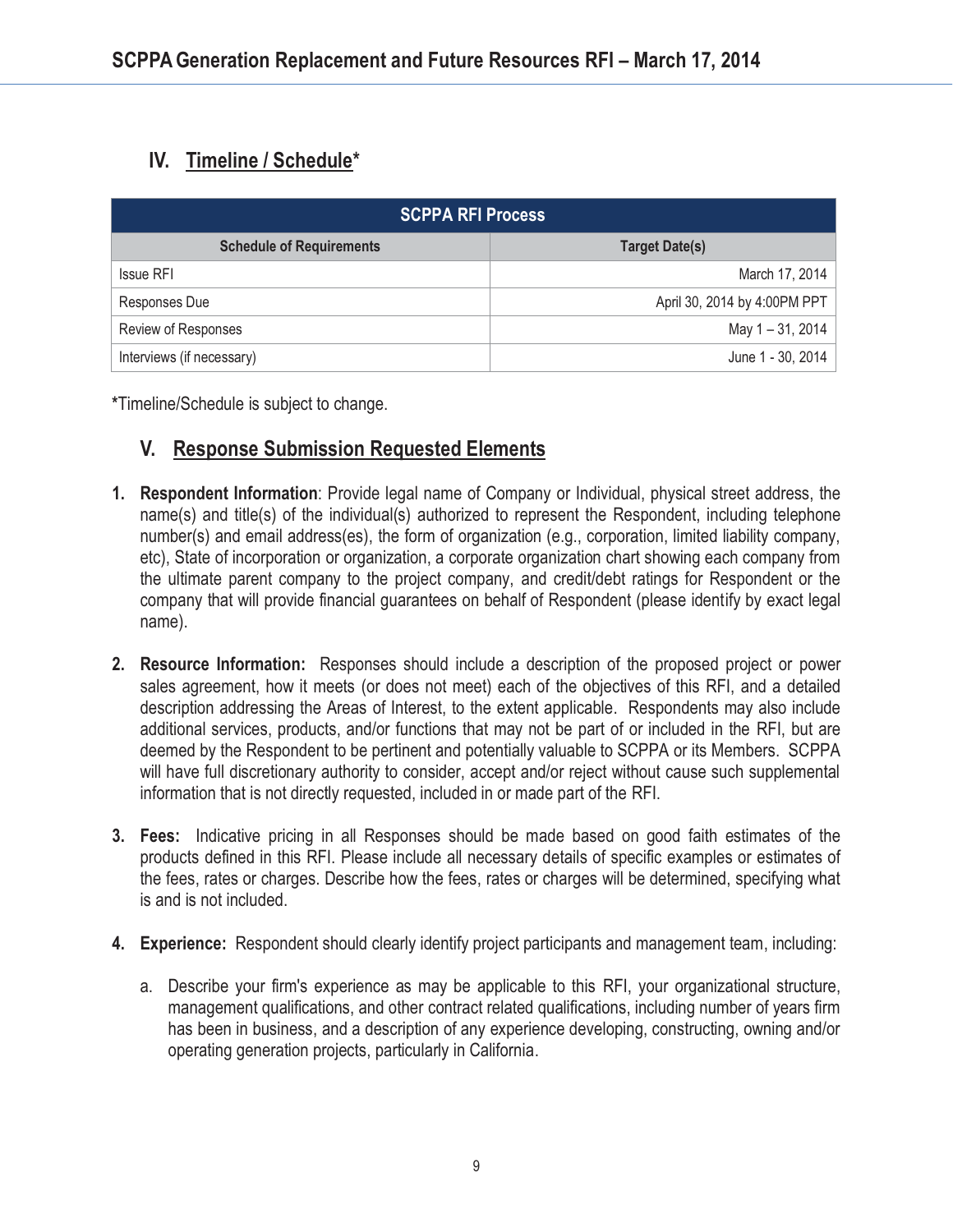## IV. Timeline / Schedule*

| SCPPA RFI Process | |
|---|---|
| **Schedule of Requirements** | **Target Date(s)** |
| Issue RFI | March 17, 2014 |
| Responses Due | April 30, 2014 by 4:00PM PPT |
| Review of Responses | May 1 – 31, 2014 |
| Interviews (if necessary) | June 1 - 30, 2014 |

*Timeline/Schedule is subject to change.

## V. Response Submission Requested Elements

1. **Respondent Information**: Provide legal name of Company or Individual, physical street address, the name(s) and title(s) of the individual(s) authorized to represent the Respondent, including telephone number(s) and email address(es), the form of organization (e.g., corporation, limited liability company, etc), State of incorporation or organization, a corporate organization chart showing each company from the ultimate parent company to the project company, and credit/debt ratings for Respondent or the company that will provide financial guarantees on behalf of Respondent (please identify by exact legal name).

2. **Resource Information:** Responses should include a description of the proposed project or power sales agreement, how it meets (or does not meet) each of the objectives of this RFI, and a detailed description addressing the Areas of Interest, to the extent applicable. Respondents may also include additional services, products, and/or functions that may not be part of or included in the RFI, but are deemed by the Respondent to be pertinent and potentially valuable to SCPPA or its Members. SCPPA will have full discretionary authority to consider, accept and/or reject without cause such supplemental information that is not directly requested, included in or made part of the RFI.

3. **Fees:** Indicative pricing in all Responses should be made based on good faith estimates of the products defined in this RFI. Please include all necessary details of specific examples or estimates of the fees, rates or charges. Describe how the fees, rates or charges will be determined, specifying what is and is not included.

4. **Experience:** Respondent should clearly identify project participants and management team, including:

   a. Describe your firm's experience as may be applicable to this RFI, your organizational structure, management qualifications, and other contract related qualifications, including number of years firm has been in business, and a description of any experience developing, constructing, owning and/or operating generation projects, particularly in California.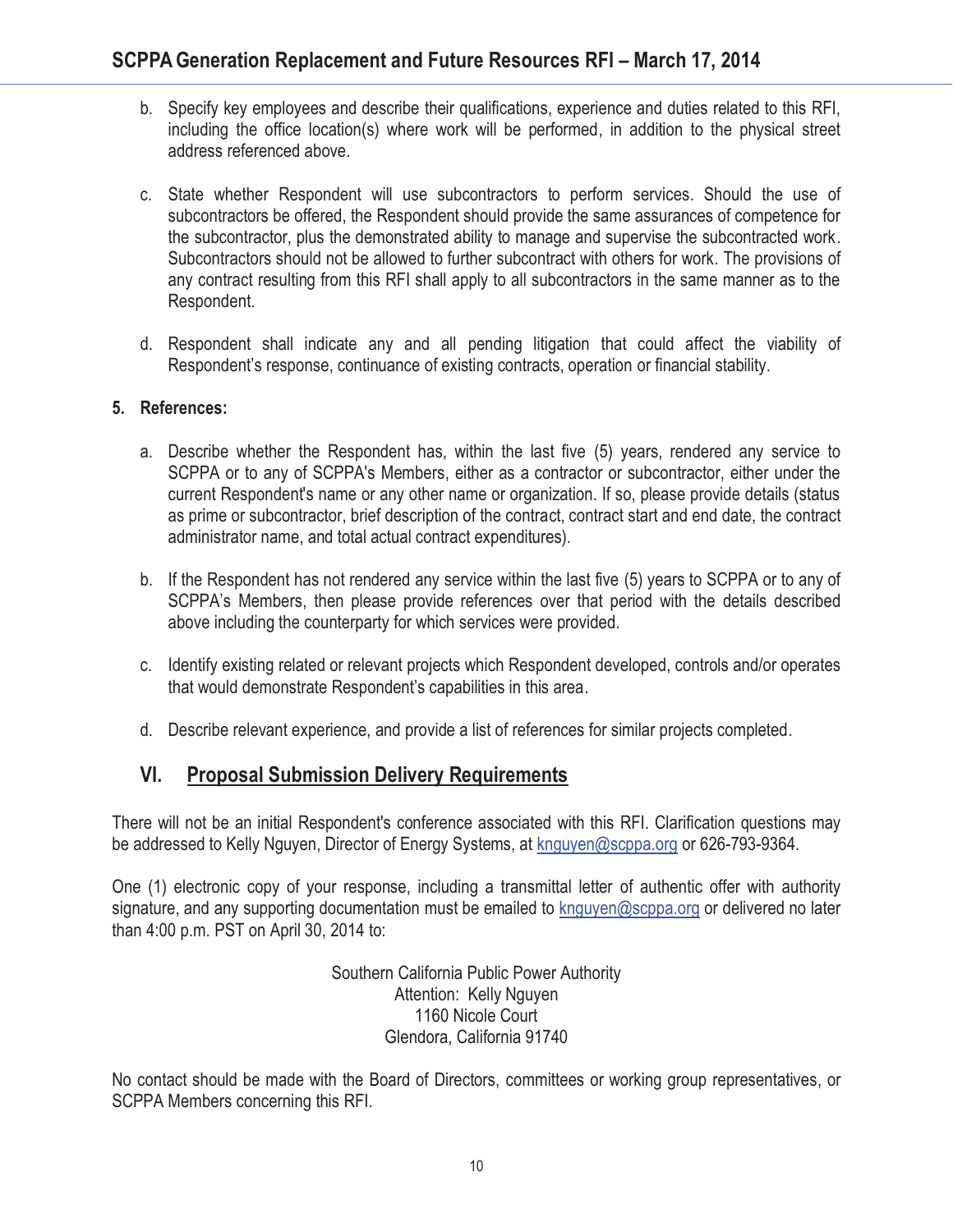b. Specify key employees and describe their qualifications, experience and duties related to this RFI, including the office location(s) where work will be performed, in addition to the physical street address referenced above.

c. State whether Respondent will use subcontractors to perform services. Should the use of subcontractors be offered, the Respondent should provide the same assurances of competence for the subcontractor, plus the demonstrated ability to manage and supervise the subcontracted work. Subcontractors should not be allowed to further subcontract with others for work. The provisions of any contract resulting from this RFI shall apply to all subcontractors in the same manner as to the Respondent.

d. Respondent shall indicate any and all pending litigation that could affect the viability of Respondent's response, continuance of existing contracts, operation or financial stability.

**5. References:**

a. Describe whether the Respondent has, within the last five (5) years, rendered any service to SCPPA or to any of SCPPA's Members, either as a contractor or subcontractor, either under the current Respondent's name or any other name or organization. If so, please provide details (status as prime or subcontractor, brief description of the contract, contract start and end date, the contract administrator name, and total actual contract expenditures).

b. If the Respondent has not rendered any service within the last five (5) years to SCPPA or to any of SCPPA's Members, then please provide references over that period with the details described above including the counterparty for which services were provided.

c. Identify existing related or relevant projects which Respondent developed, controls and/or operates that would demonstrate Respondent's capabilities in this area.

d. Describe relevant experience, and provide a list of references for similar projects completed.

## VI. Proposal Submission Delivery Requirements

There will not be an initial Respondent's conference associated with this RFI. Clarification questions may be addressed to Kelly Nguyen, Director of Energy Systems, at knguyen@scppa.org or 626-793-9364.

One (1) electronic copy of your response, including a transmittal letter of authentic offer with authority signature, and any supporting documentation must be emailed to knguyen@scppa.org or delivered no later than 4:00 p.m. PST on April 30, 2014 to:

Southern California Public Power Authority
Attention: Kelly Nguyen
1160 Nicole Court
Glendora, California 91740

No contact should be made with the Board of Directors, committees or working group representatives, or SCPPA Members concerning this RFI.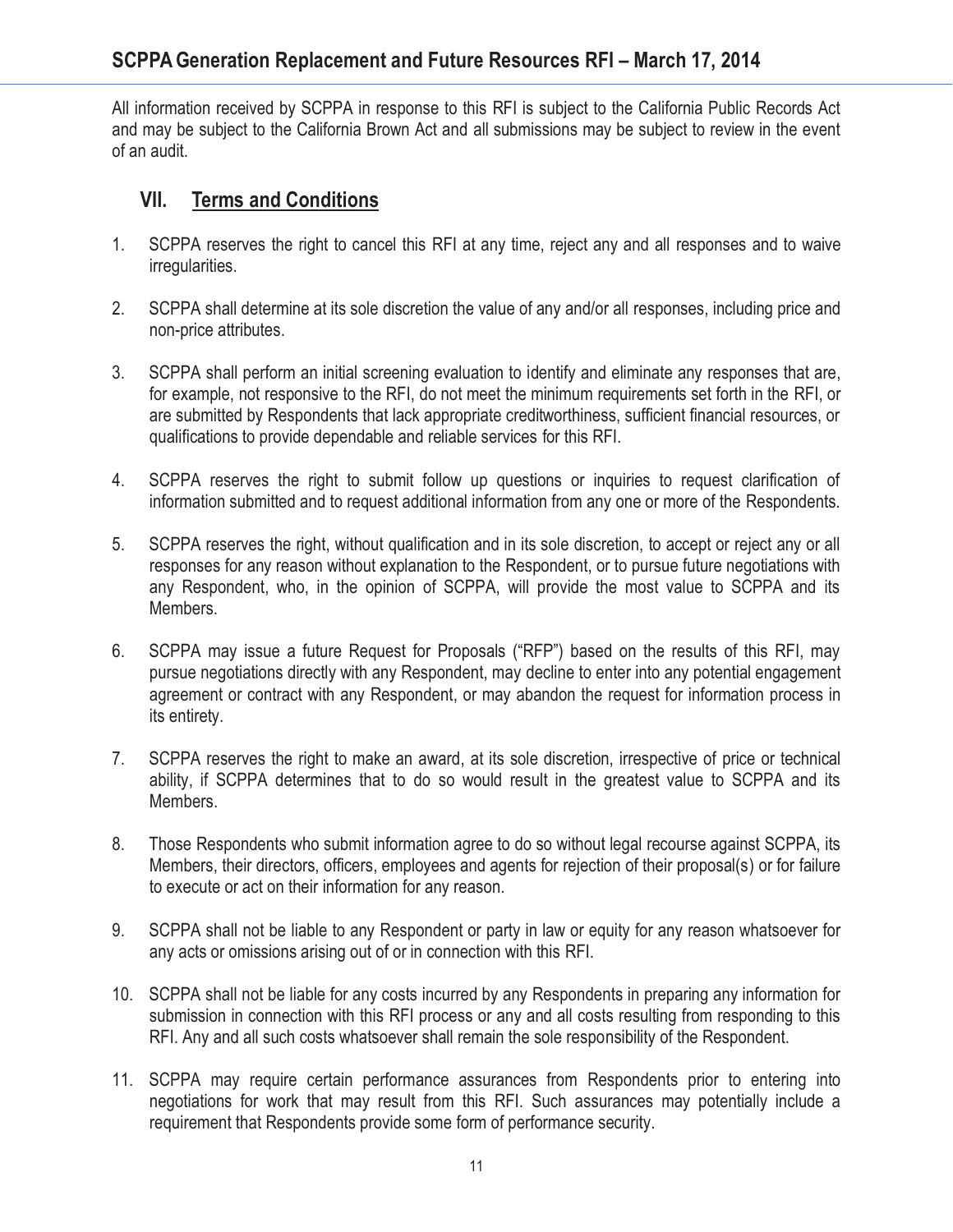All information received by SCPPA in response to this RFI is subject to the California Public Records Act and may be subject to the California Brown Act and all submissions may be subject to review in the event of an audit.

## VII. Terms and Conditions

1. SCPPA reserves the right to cancel this RFI at any time, reject any and all responses and to waive irregularities.

2. SCPPA shall determine at its sole discretion the value of any and/or all responses, including price and non-price attributes.

3. SCPPA shall perform an initial screening evaluation to identify and eliminate any responses that are, for example, not responsive to the RFI, do not meet the minimum requirements set forth in the RFI, or are submitted by Respondents that lack appropriate creditworthiness, sufficient financial resources, or qualifications to provide dependable and reliable services for this RFI.

4. SCPPA reserves the right to submit follow up questions or inquiries to request clarification of information submitted and to request additional information from any one or more of the Respondents.

5. SCPPA reserves the right, without qualification and in its sole discretion, to accept or reject any or all responses for any reason without explanation to the Respondent, or to pursue future negotiations with any Respondent, who, in the opinion of SCPPA, will provide the most value to SCPPA and its Members.

6. SCPPA may issue a future Request for Proposals ("RFP") based on the results of this RFI, may pursue negotiations directly with any Respondent, may decline to enter into any potential engagement agreement or contract with any Respondent, or may abandon the request for information process in its entirety.

7. SCPPA reserves the right to make an award, at its sole discretion, irrespective of price or technical ability, if SCPPA determines that to do so would result in the greatest value to SCPPA and its Members.

8. Those Respondents who submit information agree to do so without legal recourse against SCPPA, its Members, their directors, officers, employees and agents for rejection of their proposal(s) or for failure to execute or act on their information for any reason.

9. SCPPA shall not be liable to any Respondent or party in law or equity for any reason whatsoever for any acts or omissions arising out of or in connection with this RFI.

10. SCPPA shall not be liable for any costs incurred by any Respondents in preparing any information for submission in connection with this RFI process or any and all costs resulting from responding to this RFI. Any and all such costs whatsoever shall remain the sole responsibility of the Respondent.

11. SCPPA may require certain performance assurances from Respondents prior to entering into negotiations for work that may result from this RFI. Such assurances may potentially include a requirement that Respondents provide some form of performance security.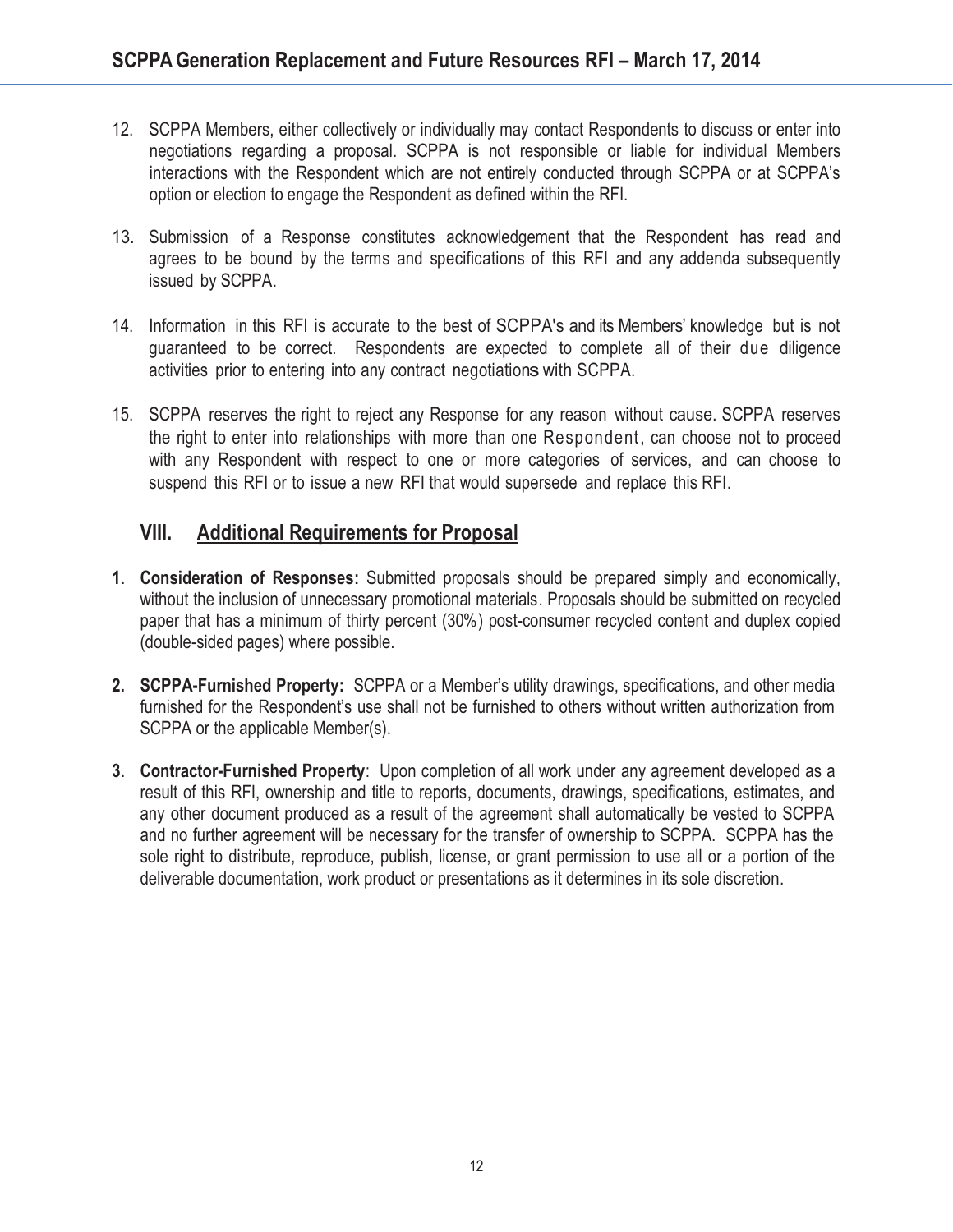12. SCPPA Members, either collectively or individually may contact Respondents to discuss or enter into negotiations regarding a proposal. SCPPA is not responsible or liable for individual Members interactions with the Respondent which are not entirely conducted through SCPPA or at SCPPA's option or election to engage the Respondent as defined within the RFI.

13. Submission of a Response constitutes acknowledgement that the Respondent has read and agrees to be bound by the terms and specifications of this RFI and any addenda subsequently issued by SCPPA.

14. Information in this RFI is accurate to the best of SCPPA's and its Members' knowledge but is not guaranteed to be correct. Respondents are expected to complete all of their due diligence activities prior to entering into any contract negotiations with SCPPA.

15. SCPPA reserves the right to reject any Response for any reason without cause. SCPPA reserves the right to enter into relationships with more than one Respondent, can choose not to proceed with any Respondent with respect to one or more categories of services, and can choose to suspend this RFI or to issue a new RFI that would supersede and replace this RFI.

## VIII. Additional Requirements for Proposal

1. **Consideration of Responses:** Submitted proposals should be prepared simply and economically, without the inclusion of unnecessary promotional materials. Proposals should be submitted on recycled paper that has a minimum of thirty percent (30%) post-consumer recycled content and duplex copied (double-sided pages) where possible.

2. **SCPPA-Furnished Property:** SCPPA or a Member's utility drawings, specifications, and other media furnished for the Respondent's use shall not be furnished to others without written authorization from SCPPA or the applicable Member(s).

3. **Contractor-Furnished Property**: Upon completion of all work under any agreement developed as a result of this RFI, ownership and title to reports, documents, drawings, specifications, estimates, and any other document produced as a result of the agreement shall automatically be vested to SCPPA and no further agreement will be necessary for the transfer of ownership to SCPPA. SCPPA has the sole right to distribute, reproduce, publish, license, or grant permission to use all or a portion of the deliverable documentation, work product or presentations as it determines in its sole discretion.